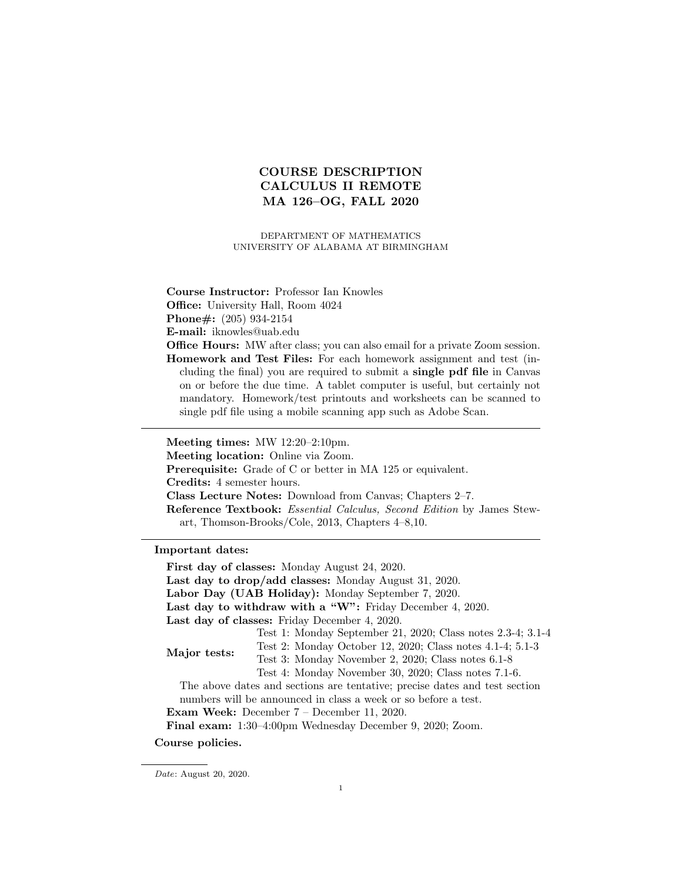# COURSE DESCRIPTION
# CALCULUS II REMOTE
# MA 126–OG, FALL 2020

DEPARTMENT OF MATHEMATICS
UNIVERSITY OF ALABAMA AT BIRMINGHAM

**Course Instructor:** Professor Ian Knowles
**Office:** University Hall, Room 4024
**Phone#:** (205) 934-2154
**E-mail:** iknowles@uab.edu
**Office Hours:** MW after class; you can also email for a private Zoom session.
**Homework and Test Files:** For each homework assignment and test (including the final) you are required to submit a **single pdf file** in Canvas on or before the due time. A tablet computer is useful, but certainly not mandatory. Homework/test printouts and worksheets can be scanned to single pdf file using a mobile scanning app such as Adobe Scan.

---

**Meeting times:** MW 12:20–2:10pm.
**Meeting location:** Online via Zoom.
**Prerequisite:** Grade of C or better in MA 125 or equivalent.
**Credits:** 4 semester hours.
**Class Lecture Notes:** Download from Canvas; Chapters 2–7.
**Reference Textbook:** *Essential Calculus, Second Edition* by James Stewart, Thomson-Brooks/Cole, 2013, Chapters 4–8,10.

---

**Important dates:**

**First day of classes:** Monday August 24, 2020.
**Last day to drop/add classes:** Monday August 31, 2020.
**Labor Day (UAB Holiday):** Monday September 7, 2020.
**Last day to withdraw with a "W":** Friday December 4, 2020.
**Last day of classes:** Friday December 4, 2020.

**Major tests:**
- Test 1: Monday September 21, 2020; Class notes 2.3-4; 3.1-4
- Test 2: Monday October 12, 2020; Class notes 4.1-4; 5.1-3
- Test 3: Monday November 2, 2020; Class notes 6.1-8
- Test 4: Monday November 30, 2020; Class notes 7.1-6.

The above dates and sections are tentative; precise dates and test section numbers will be announced in class a week or so before a test.
**Exam Week:** December 7 – December 11, 2020.
**Final exam:** 1:30–4:00pm Wednesday December 9, 2020; Zoom.

**Course policies.**

*Date*: August 20, 2020.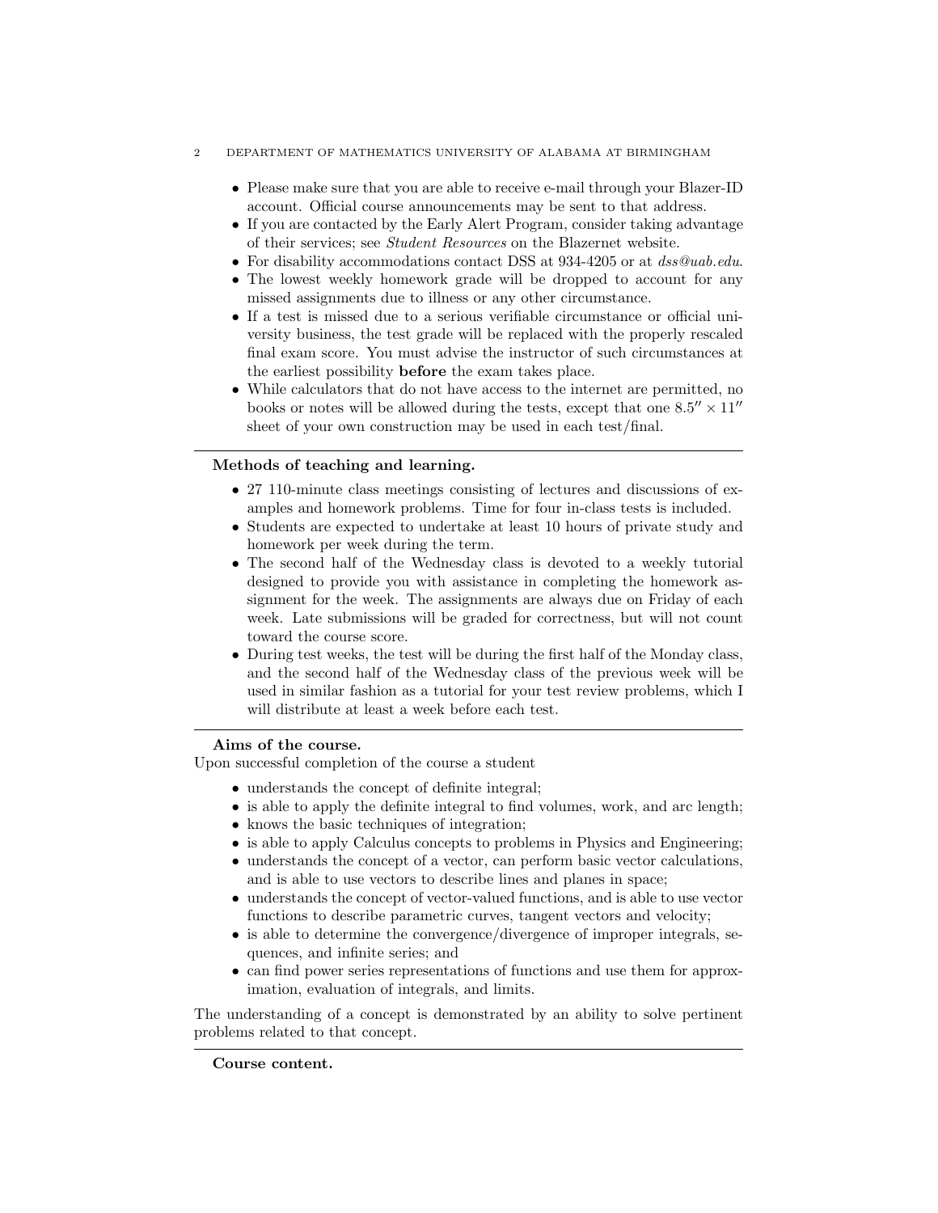- Please make sure that you are able to receive e-mail through your Blazer-ID account. Official course announcements may be sent to that address.
- If you are contacted by the Early Alert Program, consider taking advantage of their services; see *Student Resources* on the Blazernet website.
- For disability accommodations contact DSS at 934-4205 or at *dss@uab.edu*.
- The lowest weekly homework grade will be dropped to account for any missed assignments due to illness or any other circumstance.
- If a test is missed due to a serious verifiable circumstance or official university business, the test grade will be replaced with the properly rescaled final exam score. You must advise the instructor of such circumstances at the earliest possibility **before** the exam takes place.
- While calculators that do not have access to the internet are permitted, no books or notes will be allowed during the tests, except that one $8.5'' \times 11''$ sheet of your own construction may be used in each test/final.

---

**Methods of teaching and learning.**

- 27 110-minute class meetings consisting of lectures and discussions of examples and homework problems. Time for four in-class tests is included.
- Students are expected to undertake at least 10 hours of private study and homework per week during the term.
- The second half of the Wednesday class is devoted to a weekly tutorial designed to provide you with assistance in completing the homework assignment for the week. The assignments are always due on Friday of each week. Late submissions will be graded for correctness, but will not count toward the course score.
- During test weeks, the test will be during the first half of the Monday class, and the second half of the Wednesday class of the previous week will be used in similar fashion as a tutorial for your test review problems, which I will distribute at least a week before each test.

---

**Aims of the course.**

Upon successful completion of the course a student

- understands the concept of definite integral;
- is able to apply the definite integral to find volumes, work, and arc length;
- knows the basic techniques of integration;
- is able to apply Calculus concepts to problems in Physics and Engineering;
- understands the concept of a vector, can perform basic vector calculations, and is able to use vectors to describe lines and planes in space;
- understands the concept of vector-valued functions, and is able to use vector functions to describe parametric curves, tangent vectors and velocity;
- is able to determine the convergence/divergence of improper integrals, sequences, and infinite series; and
- can find power series representations of functions and use them for approximation, evaluation of integrals, and limits.

The understanding of a concept is demonstrated by an ability to solve pertinent problems related to that concept.

---

**Course content.**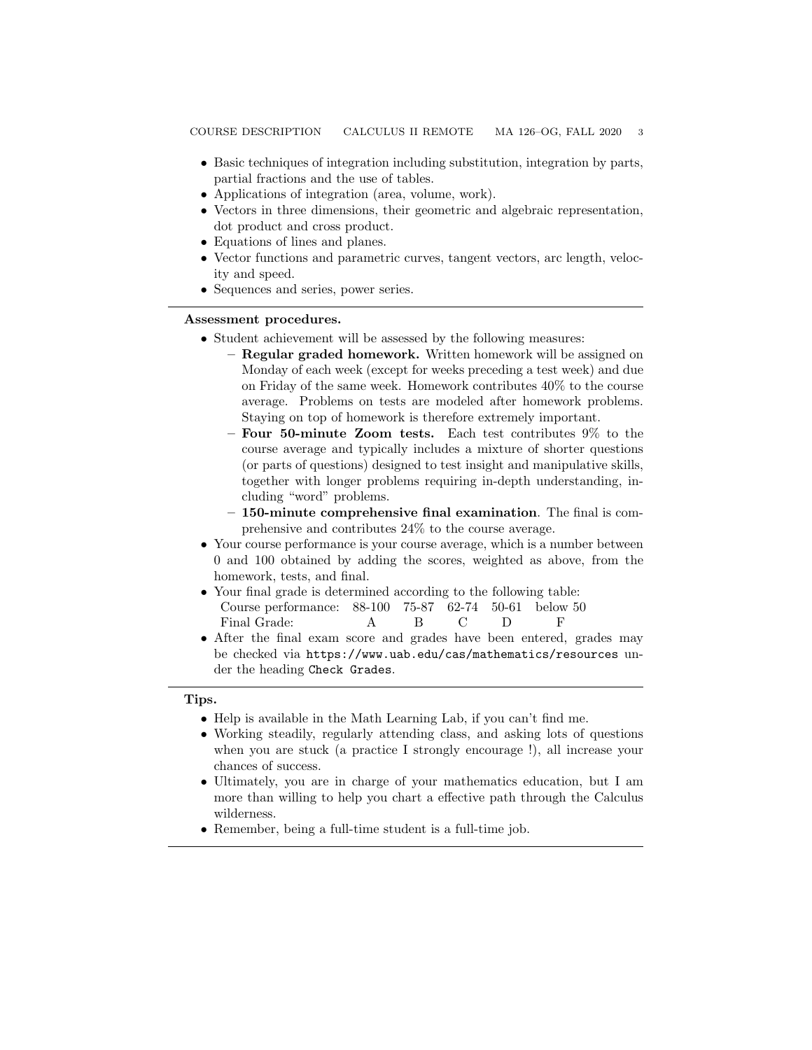- Basic techniques of integration including substitution, integration by parts, partial fractions and the use of tables.
- Applications of integration (area, volume, work).
- Vectors in three dimensions, their geometric and algebraic representation, dot product and cross product.
- Equations of lines and planes.
- Vector functions and parametric curves, tangent vectors, arc length, velocity and speed.
- Sequences and series, power series.

---

**Assessment procedures.**

- Student achievement will be assessed by the following measures:
  - **Regular graded homework.** Written homework will be assigned on Monday of each week (except for weeks preceding a test week) and due on Friday of the same week. Homework contributes 40% to the course average. Problems on tests are modeled after homework problems. Staying on top of homework is therefore extremely important.
  - **Four 50-minute Zoom tests.** Each test contributes 9% to the course average and typically includes a mixture of shorter questions (or parts of questions) designed to test insight and manipulative skills, together with longer problems requiring in-depth understanding, including "word" problems.
  - **150-minute comprehensive final examination**. The final is comprehensive and contributes 24% to the course average.
- Your course performance is your course average, which is a number between 0 and 100 obtained by adding the scores, weighted as above, from the homework, tests, and final.
- Your final grade is determined according to the following table:

| Course performance: | 88-100 | 75-87 | 62-74 | 50-61 | below 50 |
|---|---|---|---|---|---|
| Final Grade: | A | B | C | D | F |

- After the final exam score and grades have been entered, grades may be checked via `https://www.uab.edu/cas/mathematics/resources` under the heading `Check Grades`.

---

**Tips.**

- Help is available in the Math Learning Lab, if you can't find me.
- Working steadily, regularly attending class, and asking lots of questions when you are stuck (a practice I strongly encourage !), all increase your chances of success.
- Ultimately, you are in charge of your mathematics education, but I am more than willing to help you chart a effective path through the Calculus wilderness.
- Remember, being a full-time student is a full-time job.

---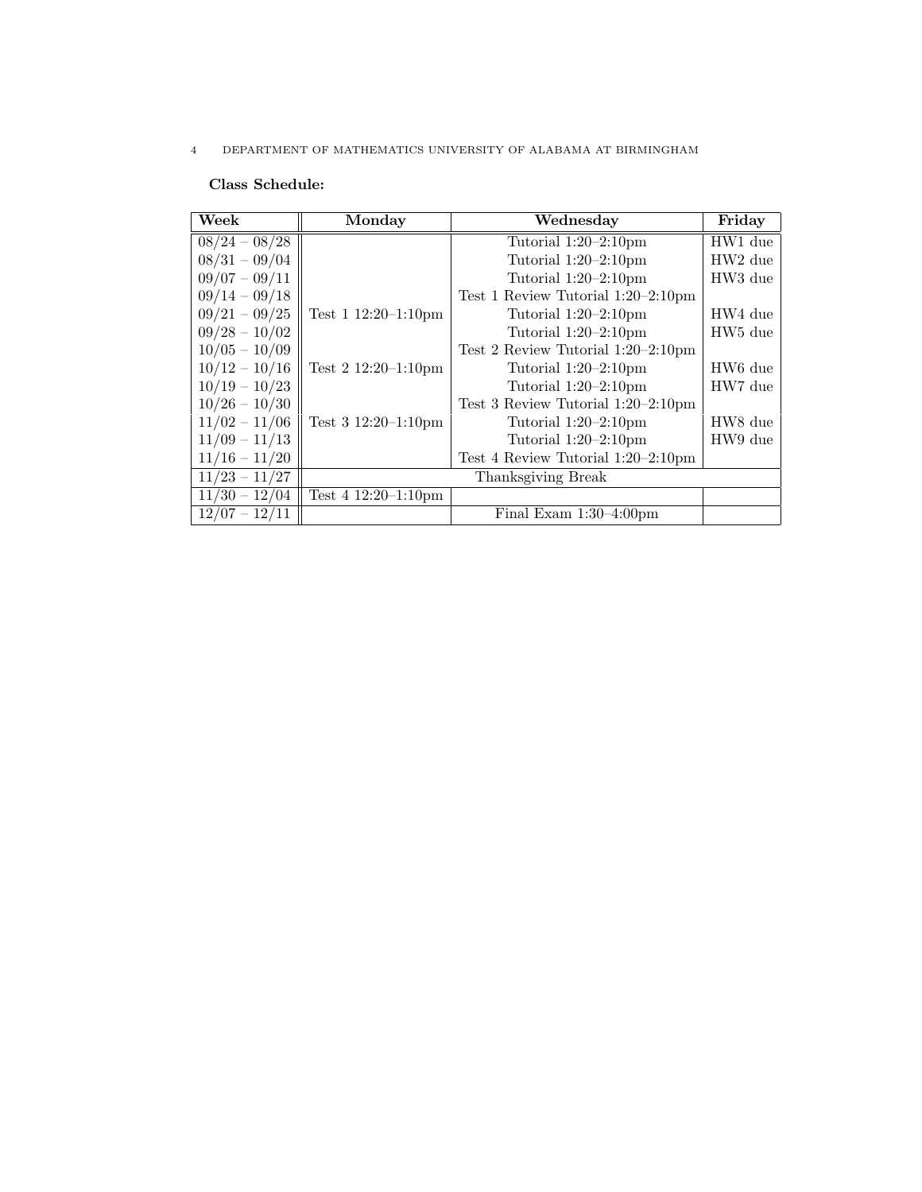**Class Schedule:**

| Week | Monday | Wednesday | Friday |
|---|---|---|---|
| 08/24 – 08/28 | | Tutorial 1:20–2:10pm | HW1 due |
| 08/31 – 09/04 | | Tutorial 1:20–2:10pm | HW2 due |
| 09/07 – 09/11 | | Tutorial 1:20–2:10pm | HW3 due |
| 09/14 – 09/18 | | Test 1 Review Tutorial 1:20–2:10pm | |
| 09/21 – 09/25 | Test 1 12:20–1:10pm | Tutorial 1:20–2:10pm | HW4 due |
| 09/28 – 10/02 | | Tutorial 1:20–2:10pm | HW5 due |
| 10/05 – 10/09 | | Test 2 Review Tutorial 1:20–2:10pm | |
| 10/12 – 10/16 | Test 2 12:20–1:10pm | Tutorial 1:20–2:10pm | HW6 due |
| 10/19 – 10/23 | | Tutorial 1:20–2:10pm | HW7 due |
| 10/26 – 10/30 | | Test 3 Review Tutorial 1:20–2:10pm | |
| 11/02 – 11/06 | Test 3 12:20–1:10pm | Tutorial 1:20–2:10pm | HW8 due |
| 11/09 – 11/13 | | Tutorial 1:20–2:10pm | HW9 due |
| 11/16 – 11/20 | | Test 4 Review Tutorial 1:20–2:10pm | |
| 11/23 – 11/27 | Thanksgiving Break | | |
| 11/30 – 12/04 | Test 4 12:20–1:10pm | | |
| 12/07 – 12/11 | | Final Exam 1:30–4:00pm | |